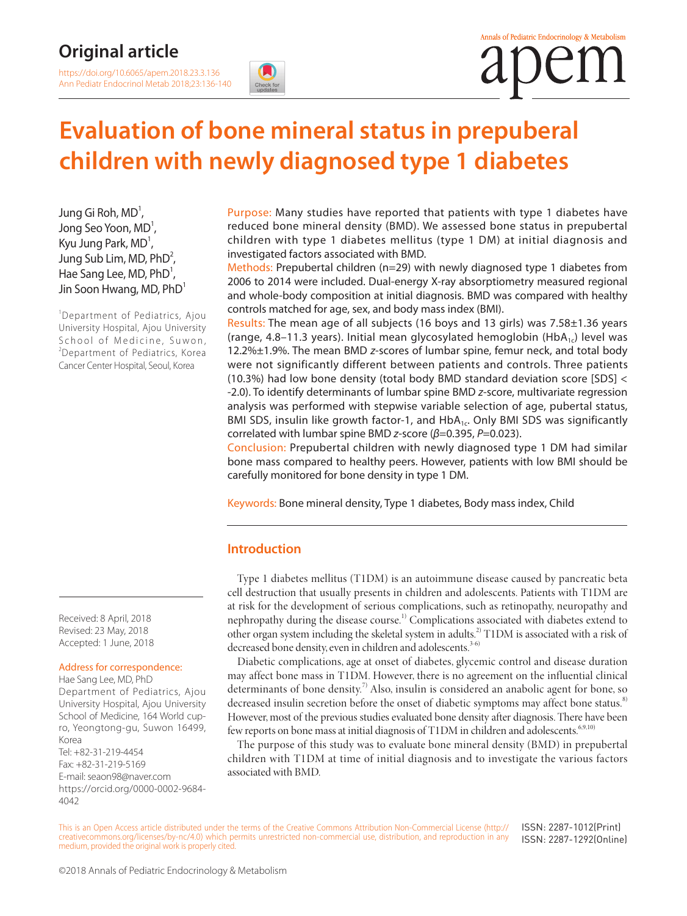Original article

https://doi.org/10.6065/apem.2018.23.3.136

# Evaluation of bone mineral status in prepuberal children with newly diagnosed type 1 diabetes

Jung Gi Roh, MD[1], Jong Seo Yoon, MD[1], Kyu Jung Park, MD[1], Jung Sub Lim, MD, PhD[2], Hae Sang Lee, MD, PhD[1], Jin Soon Hwang, MD, PhD[1]

[1]Department of Pediatrics, Ajou University Hospital, Ajou University School of Medicine, Suwon, [2]Department of Pediatrics, Korea Cancer Center Hospital, Seoul, Korea

**Purpose:** Many studies have reported that patients with type 1 diabetes have reduced bone mineral density (BMD). We assessed bone status in prepubertal children with type 1 diabetes mellitus (type 1 DM) at initial diagnosis and investigated factors associated with BMD.

**Methods:** Prepubertal children (n=29) with newly diagnosed type 1 diabetes from 2006 to 2014 were included. Dual-energy X-ray absorptiometry measured regional and whole-body composition at initial diagnosis. BMD was compared with healthy controls matched for age, sex, and body mass index (BMI).

**Results:** The mean age of all subjects (16 boys and 13 girls) was 7.58±1.36 years (range, 4.8–11.3 years). Initial mean glycosylated hemoglobin ($HbA_{1c}$) level was 12.2%±1.9%. The mean BMD *z*-scores of lumbar spine, femur neck, and total body were not significantly different between patients and controls. Three patients (10.3%) had low bone density (total body BMD standard deviation score [SDS] < -2.0). To identify determinants of lumbar spine BMD *z*-score, multivariate regression analysis was performed with stepwise variable selection of age, pubertal status, BMI SDS, insulin like growth factor-1, and $HbA_{1c}$. Only BMI SDS was significantly correlated with lumbar spine BMD *z*-score ($\beta$=0.395, $P$=0.023).

**Conclusion:** Prepubertal children with newly diagnosed type 1 DM had similar bone mass compared to healthy peers. However, patients with low BMI should be carefully monitored for bone density in type 1 DM.

**Keywords:** Bone mineral density, Type 1 diabetes, Body mass index, Child

Received: 8 April, 2018
Revised: 23 May, 2018
Accepted: 1 June, 2018

Address for correspondence:
Hae Sang Lee, MD, PhD
Department of Pediatrics, Ajou University Hospital, Ajou University School of Medicine, 164 World cup-ro, Yeongtong-gu, Suwon 16499, Korea
Tel: +82-31-219-4454
Fax: +82-31-219-5169
E-mail: seaon98@naver.com
https://orcid.org/0000-0002-9684-4042

## Introduction

Type 1 diabetes mellitus (T1DM) is an autoimmune disease caused by pancreatic beta cell destruction that usually presents in children and adolescents. Patients with T1DM are at risk for the development of serious complications, such as retinopathy, neuropathy and nephropathy during the disease course.[1] Complications associated with diabetes extend to other organ system including the skeletal system in adults.[2] T1DM is associated with a risk of decreased bone density, even in children and adolescents.[3-6]

Diabetic complications, age at onset of diabetes, glycemic control and disease duration may affect bone mass in T1DM. However, there is no agreement on the influential clinical determinants of bone density.[7] Also, insulin is considered an anabolic agent for bone, so decreased insulin secretion before the onset of diabetic symptoms may affect bone status.[8] However, most of the previous studies evaluated bone density after diagnosis. There have been few reports on bone mass at initial diagnosis of T1DM in children and adolescents.[6,9,10]

The purpose of this study was to evaluate bone mineral density (BMD) in prepubertal children with T1DM at time of initial diagnosis and to investigate the various factors associated with BMD.

This is an Open Access article distributed under the terms of the Creative Commons Attribution Non-Commercial License (http://creativecommons.org/licenses/by-nc/4.0) which permits unrestricted non-commercial use, distribution, and reproduction in any medium, provided the original work is properly cited.

ISSN: 2287-1012(Print)
ISSN: 2287-1292(Online)

©2018 Annals of Pediatric Endocrinology & Metabolism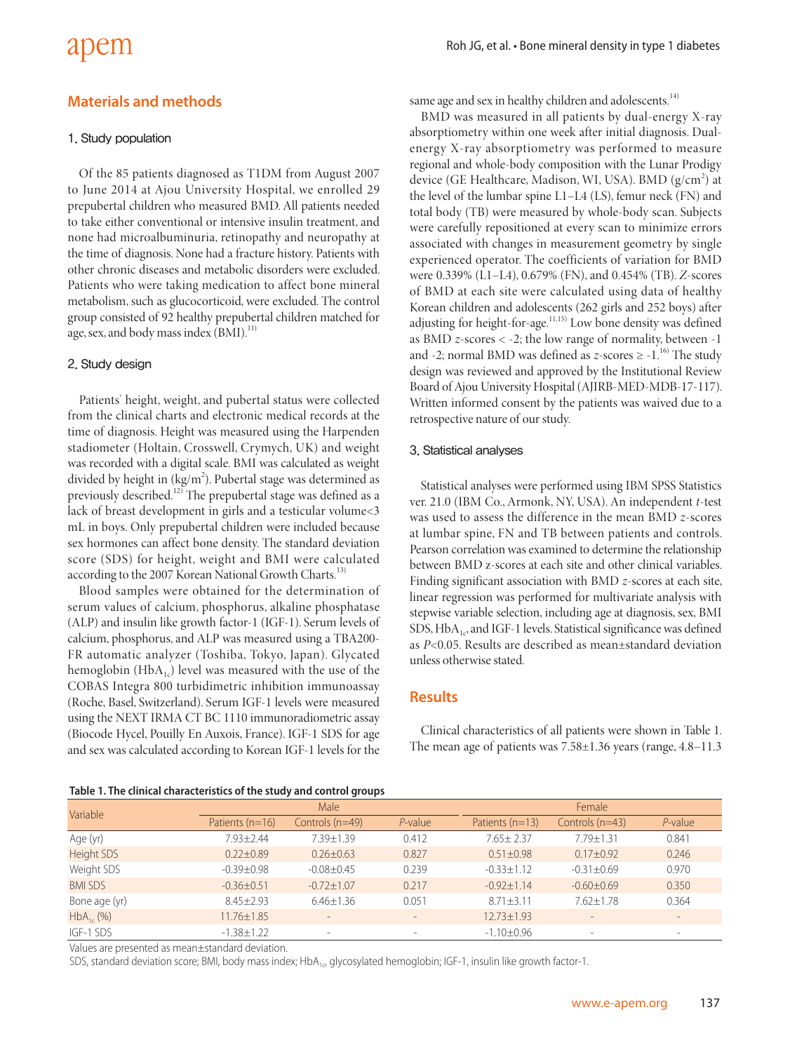## Materials and methods

### 1. Study population

Of the 85 patients diagnosed as T1DM from August 2007 to June 2014 at Ajou University Hospital, we enrolled 29 prepubertal children who measured BMD. All patients needed to take either conventional or intensive insulin treatment, and none had microalbuminuria, retinopathy and neuropathy at the time of diagnosis. None had a fracture history. Patients with other chronic diseases and metabolic disorders were excluded. Patients who were taking medication to affect bone mineral metabolism, such as glucocorticoid, were excluded. The control group consisted of 92 healthy prepubertal children matched for age, sex, and body mass index (BMI).[11]

### 2. Study design

Patients' height, weight, and pubertal status were collected from the clinical charts and electronic medical records at the time of diagnosis. Height was measured using the Harpenden stadiometer (Holtain, Crosswell, Crymych, UK) and weight was recorded with a digital scale. BMI was calculated as weight divided by height in ($kg/m^2$). Pubertal stage was determined as previously described.[12] The prepubertal stage was defined as a lack of breast development in girls and a testicular volume<3 mL in boys. Only prepubertal children were included because sex hormones can affect bone density. The standard deviation score (SDS) for height, weight and BMI were calculated according to the 2007 Korean National Growth Charts.[13]

Blood samples were obtained for the determination of serum values of calcium, phosphorus, alkaline phosphatase (ALP) and insulin like growth factor-1 (IGF-1). Serum levels of calcium, phosphorus, and ALP was measured using a TBA200-FR automatic analyzer (Toshiba, Tokyo, Japan). Glycated hemoglobin ($HbA_{1c}$) level was measured with the use of the COBAS Integra 800 turbidimetric inhibition immunoassay (Roche, Basel, Switzerland). Serum IGF-1 levels were measured using the NEXT IRMA CT BC 1110 immunoradiometric assay (Biocode Hycel, Pouilly En Auxois, France). IGF-1 SDS for age and sex was calculated according to Korean IGF-1 levels for the same age and sex in healthy children and adolescents.[14]

BMD was measured in all patients by dual-energy X-ray absorptiometry within one week after initial diagnosis. Dual-energy X-ray absorptiometry was performed to measure regional and whole-body composition with the Lunar Prodigy device (GE Healthcare, Madison, WI, USA). BMD ($g/cm^2$) at the level of the lumbar spine L1–L4 (LS), femur neck (FN) and total body (TB) were measured by whole-body scan. Subjects were carefully repositioned at every scan to minimize errors associated with changes in measurement geometry by single experienced operator. The coefficients of variation for BMD were 0.339% (L1–L4), 0.679% (FN), and 0.454% (TB). *Z*-scores of BMD at each site were calculated using data of healthy Korean children and adolescents (262 girls and 252 boys) after adjusting for height-for-age.[11,15] Low bone density was defined as BMD *z*-scores < -2; the low range of normality, between -1 and -2; normal BMD was defined as *z*-scores ≥ -1.[16] The study design was reviewed and approved by the Institutional Review Board of Ajou University Hospital (AJIRB-MED-MDB-17-117). Written informed consent by the patients was waived due to a retrospective nature of our study.

### 3. Statistical analyses

Statistical analyses were performed using IBM SPSS Statistics ver. 21.0 (IBM Co., Armonk, NY, USA). An independent *t*-test was used to assess the difference in the mean BMD *z*-scores at lumbar spine, FN and TB between patients and controls. Pearson correlation was examined to determine the relationship between BMD z-scores at each site and other clinical variables. Finding significant association with BMD *z*-scores at each site, linear regression was performed for multivariate analysis with stepwise variable selection, including age at diagnosis, sex, BMI SDS, $HbA_{1c}$, and IGF-1 levels. Statistical significance was defined as $P<0.05$. Results are described as mean±standard deviation unless otherwise stated.

## Results

Clinical characteristics of all patients were shown in Table 1. The mean age of patients was 7.58±1.36 years (range, 4.8–11.3

**Table 1. The clinical characteristics of the study and control groups**

| Variable | Male | | | Female | | |
|---|---|---|---|---|---|---|
| | Patients (n=16) | Controls (n=49) | *P*-value | Patients (n=13) | Controls (n=43) | *P*-value |
| Age (yr) | 7.93±2.44 | 7.39±1.39 | 0.412 | 7.65± 2.37 | 7.79±1.31 | 0.841 |
| Height SDS | 0.22±0.89 | 0.26±0.63 | 0.827 | 0.51±0.98 | 0.17±0.92 | 0.246 |
| Weight SDS | -0.39±0.98 | -0.08±0.45 | 0.239 | -0.33±1.12 | -0.31±0.69 | 0.970 |
| BMI SDS | -0.36±0.51 | -0.72±1.07 | 0.217 | -0.92±1.14 | -0.60±0.69 | 0.350 |
| Bone age (yr) | 8.45±2.93 | 6.46±1.36 | 0.051 | 8.71±3.11 | 7.62±1.78 | 0.364 |
| $HbA_{1c}$ (%) | 11.76±1.85 | - | - | 12.73±1.93 | - | - |
| IGF-1 SDS | -1.38±1.22 | - | - | -1.10±0.96 | - | - |

Values are presented as mean±standard deviation.

SDS, standard deviation score; BMI, body mass index; $HbA_{1c}$, glycosylated hemoglobin; IGF-1, insulin like growth factor-1.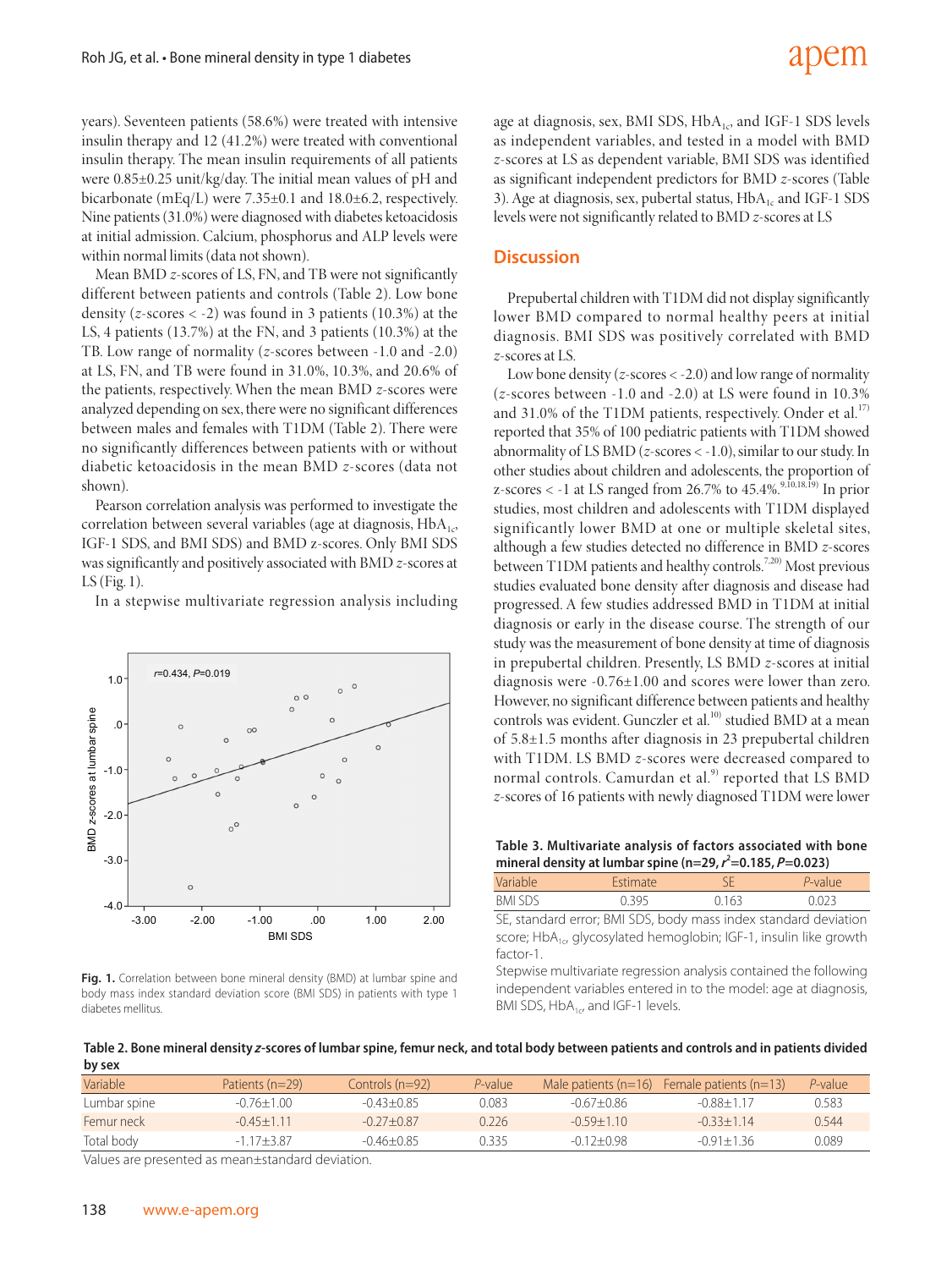years). Seventeen patients (58.6%) were treated with intensive insulin therapy and 12 (41.2%) were treated with conventional insulin therapy. The mean insulin requirements of all patients were 0.85±0.25 unit/kg/day. The initial mean values of pH and bicarbonate (mEq/L) were 7.35±0.1 and 18.0±6.2, respectively. Nine patients (31.0%) were diagnosed with diabetes ketoacidosis at initial admission. Calcium, phosphorus and ALP levels were within normal limits (data not shown).

Mean BMD *z*-scores of LS, FN, and TB were not significantly different between patients and controls (Table 2). Low bone density (*z*-scores < -2) was found in 3 patients (10.3%) at the LS, 4 patients (13.7%) at the FN, and 3 patients (10.3%) at the TB. Low range of normality (*z*-scores between -1.0 and -2.0) at LS, FN, and TB were found in 31.0%, 10.3%, and 20.6% of the patients, respectively. When the mean BMD *z*-scores were analyzed depending on sex, there were no significant differences between males and females with T1DM (Table 2). There were no significantly differences between patients with or without diabetic ketoacidosis in the mean BMD *z*-scores (data not shown).

Pearson correlation analysis was performed to investigate the correlation between several variables (age at diagnosis, $HbA_{1c}$, IGF-1 SDS, and BMI SDS) and BMD z-scores. Only BMI SDS was significantly and positively associated with BMD *z*-scores at LS (Fig. 1).

In a stepwise multivariate regression analysis including age at diagnosis, sex, BMI SDS, $HbA_{1c}$, and IGF-1 SDS levels as independent variables, and tested in a model with BMD *z*-scores at LS as dependent variable, BMI SDS was identified as significant independent predictors for BMD *z*-scores (Table 3). Age at diagnosis, sex, pubertal status, $HbA_{1c}$ and IGF-1 SDS levels were not significantly related to BMD *z*-scores at LS

**Fig. 1.** Correlation between bone mineral density (BMD) at lumbar spine and body mass index standard deviation score (BMI SDS) in patients with type 1 diabetes mellitus.

## Discussion

Prepubertal children with T1DM did not display significantly lower BMD compared to normal healthy peers at initial diagnosis. BMI SDS was positively correlated with BMD *z*-scores at LS.

Low bone density (*z*-scores < -2.0) and low range of normality (*z*-scores between -1.0 and -2.0) at LS were found in 10.3% and 31.0% of the T1DM patients, respectively. Onder et al.[17] reported that 35% of 100 pediatric patients with T1DM showed abnormality of LS BMD (*z*-scores < -1.0), similar to our study. In other studies about children and adolescents, the proportion of z-scores < -1 at LS ranged from 26.7% to 45.4%.[9,10,18,19] In prior studies, most children and adolescents with T1DM displayed significantly lower BMD at one or multiple skeletal sites, although a few studies detected no difference in BMD *z*-scores between T1DM patients and healthy controls.[7,20] Most previous studies evaluated bone density after diagnosis and disease had progressed. A few studies addressed BMD in T1DM at initial diagnosis or early in the disease course. The strength of our study was the measurement of bone density at time of diagnosis in prepubertal children. Presently, LS BMD *z*-scores at initial diagnosis were -0.76±1.00 and scores were lower than zero. However, no significant difference between patients and healthy controls was evident. Gunczler et al.[10] studied BMD at a mean of 5.8±1.5 months after diagnosis in 23 prepubertal children with T1DM. LS BMD *z*-scores were decreased compared to normal controls. Camurdan et al.[9] reported that LS BMD *z*-scores of 16 patients with newly diagnosed T1DM were lower

**Table 3. Multivariate analysis of factors associated with bone mineral density at lumbar spine (n=29, $r^2$=0.185, *P*=0.023)**

| Variable | Estimate | SE | *P*-value |
|---|---|---|---|
| BMI SDS | 0.395 | 0.163 | 0.023 |

SE, standard error; BMI SDS, body mass index standard deviation score; $HbA_{1c}$, glycosylated hemoglobin; IGF-1, insulin like growth factor-1.
Stepwise multivariate regression analysis contained the following independent variables entered in to the model: age at diagnosis, BMI SDS, $HbA_{1c}$, and IGF-1 levels.

**Table 2. Bone mineral density *z*-scores of lumbar spine, femur neck, and total body between patients and controls and in patients divided by sex**

| Variable | Patients (n=29) | Controls (n=92) | *P*-value | Male patients (n=16) | Female patients (n=13) | *P*-value |
|---|---|---|---|---|---|---|
| Lumbar spine | -0.76±1.00 | -0.43±0.85 | 0.083 | -0.67±0.86 | -0.88±1.17 | 0.583 |
| Femur neck | -0.45±1.11 | -0.27±0.87 | 0.226 | -0.59±1.10 | -0.33±1.14 | 0.544 |
| Total body | -1.17±3.87 | -0.46±0.85 | 0.335 | -0.12±0.98 | -0.91±1.36 | 0.089 |

Values are presented as mean±standard deviation.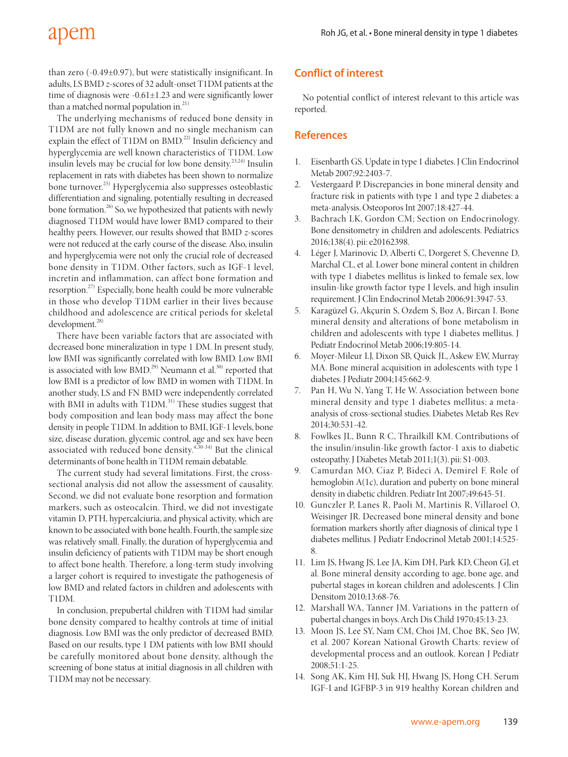than zero (-0.49±0.97), but were statistically insignificant. In adults, LS BMD *z*-scores of 32 adult-onset T1DM patients at the time of diagnosis were -0.61±1.23 and were significantly lower than a matched normal population in.[21)]

The underlying mechanisms of reduced bone density in T1DM are not fully known and no single mechanism can explain the effect of T1DM on BMD.[22)] Insulin deficiency and hyperglycemia are well known characteristics of T1DM. Low insulin levels may be crucial for low bone density.[23,24)] Insulin replacement in rats with diabetes has been shown to normalize bone turnover.[25)] Hyperglycemia also suppresses osteoblastic differentiation and signaling, potentially resulting in decreased bone formation.[26)] So, we hypothesized that patients with newly diagnosed T1DM would have lower BMD compared to their healthy peers. However, our results showed that BMD *z*-scores were not reduced at the early course of the disease. Also, insulin and hyperglycemia were not only the crucial role of decreased bone density in T1DM. Other factors, such as IGF-1 level, incretin and inflammation, can affect bone formation and resorption.[27)] Especially, bone health could be more vulnerable in those who develop T1DM earlier in their lives because childhood and adolescence are critical periods for skeletal development.[28)]

There have been variable factors that are associated with decreased bone mineralization in type 1 DM. In present study, low BMI was significantly correlated with low BMD. Low BMI is associated with low BMD.[29)] Neumann et al.[30)] reported that low BMI is a predictor of low BMD in women with T1DM. In another study, LS and FN BMD were independently correlated with BMI in adults with T1DM.[31)] These studies suggest that body composition and lean body mass may affect the bone density in people T1DM. In addition to BMI, IGF-1 levels, bone size, disease duration, glycemic control, age and sex have been associated with reduced bone density.[4,30-34)] But the clinical determinants of bone health in T1DM remain debatable.

The current study had several limitations. First, the cross-sectional analysis did not allow the assessment of causality. Second, we did not evaluate bone resorption and formation markers, such as osteocalcin. Third, we did not investigate vitamin D, PTH, hypercalciuria, and physical activity, which are known to be associated with bone health. Fourth, the sample size was relatively small. Finally, the duration of hyperglycemia and insulin deficiency of patients with T1DM may be short enough to affect bone health. Therefore, a long-term study involving a larger cohort is required to investigate the pathogenesis of low BMD and related factors in children and adolescents with T1DM.

In conclusion, prepubertal children with T1DM had similar bone density compared to healthy controls at time of initial diagnosis. Low BMI was the only predictor of decreased BMD. Based on our results, type 1 DM patients with low BMI should be carefully monitored about bone density, although the screening of bone status at initial diagnosis in all children with T1DM may not be necessary.

## Conflict of interest

No potential conflict of interest relevant to this article was reported.

## References

1. Eisenbarth GS. Update in type 1 diabetes. J Clin Endocrinol Metab 2007;92:2403-7.
2. Vestergaard P. Discrepancies in bone mineral density and fracture risk in patients with type 1 and type 2 diabetes: a meta-analysis. Osteoporos Int 2007;18:427-44.
3. Bachrach LK, Gordon CM; Section on Endocrinology. Bone densitometry in children and adolescents. Pediatrics 2016;138(4). pii: e20162398.
4. Léger J, Marinovic D, Alberti C, Dorgeret S, Chevenne D, Marchal CL, et al. Lower bone mineral content in children with type 1 diabetes mellitus is linked to female sex, low insulin-like growth factor type I levels, and high insulin requirement. J Clin Endocrinol Metab 2006;91:3947-53.
5. Karagüzel G, Akçurin S, Ozdem S, Boz A, Bircan I. Bone mineral density and alterations of bone metabolism in children and adolescents with type 1 diabetes mellitus. J Pediatr Endocrinol Metab 2006;19:805-14.
6. Moyer-Mileur LJ, Dixon SB, Quick JL, Askew EW, Murray MA. Bone mineral acquisition in adolescents with type 1 diabetes. J Pediatr 2004;145:662-9.
7. Pan H, Wu N, Yang T, He W. Association between bone mineral density and type 1 diabetes mellitus: a meta-analysis of cross-sectional studies. Diabetes Metab Res Rev 2014;30:531-42.
8. Fowlkes JL, Bunn R C, Thrailkill KM. Contributions of the insulin/insulin-like growth factor-1 axis to diabetic osteopathy. J Diabetes Metab 2011;1(3). pii: S1-003.
9. Camurdan MO, Ciaz P, Bideci A, Demirel F. Role of hemoglobin A(1c), duration and puberty on bone mineral density in diabetic children. Pediatr Int 2007;49:645-51.
10. Gunczler P, Lanes R, Paoli M, Martinis R, Villaroel O, Weisinger JR. Decreased bone mineral density and bone formation markers shortly after diagnosis of clinical type 1 diabetes mellitus. J Pediatr Endocrinol Metab 2001;14:525-8.
11. Lim JS, Hwang JS, Lee JA, Kim DH, Park KD, Cheon GJ, et al. Bone mineral density according to age, bone age, and pubertal stages in korean children and adolescents. J Clin Densitom 2010;13:68-76.
12. Marshall WA, Tanner JM. Variations in the pattern of pubertal changes in boys. Arch Dis Child 1970;45:13-23.
13. Moon JS, Lee SY, Nam CM, Choi JM, Choe BK, Seo JW, et al. 2007 Korean National Growth Charts: review of developmental process and an outlook. Korean J Pediatr 2008;51:1-25.
14. Song AK, Kim HJ, Suk HJ, Hwang JS, Hong CH. Serum IGF-I and IGFBP-3 in 919 healthy Korean children and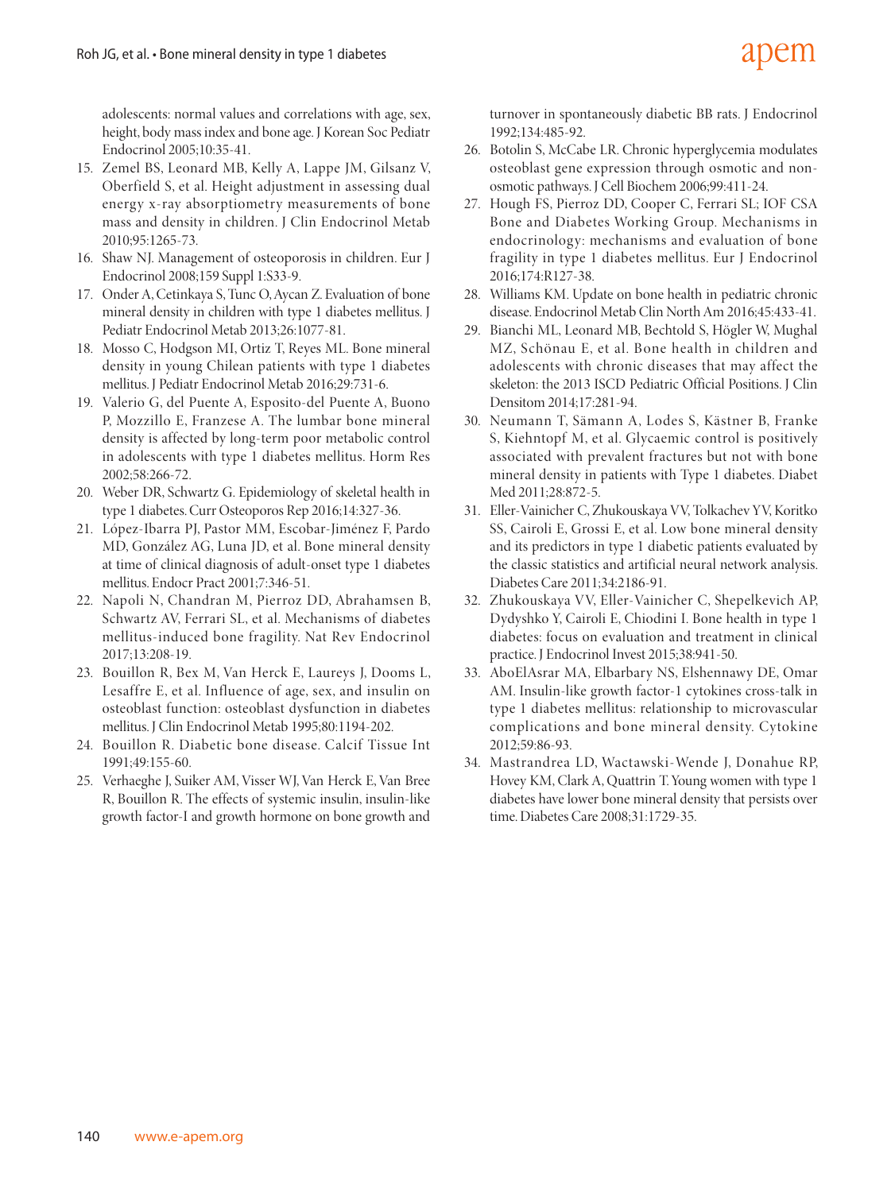adolescents: normal values and correlations with age, sex, height, body mass index and bone age. J Korean Soc Pediatr Endocrinol 2005;10:35-41.

15. Zemel BS, Leonard MB, Kelly A, Lappe JM, Gilsanz V, Oberfield S, et al. Height adjustment in assessing dual energy x-ray absorptiometry measurements of bone mass and density in children. J Clin Endocrinol Metab 2010;95:1265-73.
16. Shaw NJ. Management of osteoporosis in children. Eur J Endocrinol 2008;159 Suppl 1:S33-9.
17. Onder A, Cetinkaya S, Tunc O, Aycan Z. Evaluation of bone mineral density in children with type 1 diabetes mellitus. J Pediatr Endocrinol Metab 2013;26:1077-81.
18. Mosso C, Hodgson MI, Ortiz T, Reyes ML. Bone mineral density in young Chilean patients with type 1 diabetes mellitus. J Pediatr Endocrinol Metab 2016;29:731-6.
19. Valerio G, del Puente A, Esposito-del Puente A, Buono P, Mozzillo E, Franzese A. The lumbar bone mineral density is affected by long-term poor metabolic control in adolescents with type 1 diabetes mellitus. Horm Res 2002;58:266-72.
20. Weber DR, Schwartz G. Epidemiology of skeletal health in type 1 diabetes. Curr Osteoporos Rep 2016;14:327-36.
21. López-Ibarra PJ, Pastor MM, Escobar-Jiménez F, Pardo MD, González AG, Luna JD, et al. Bone mineral density at time of clinical diagnosis of adult-onset type 1 diabetes mellitus. Endocr Pract 2001;7:346-51.
22. Napoli N, Chandran M, Pierroz DD, Abrahamsen B, Schwartz AV, Ferrari SL, et al. Mechanisms of diabetes mellitus-induced bone fragility. Nat Rev Endocrinol 2017;13:208-19.
23. Bouillon R, Bex M, Van Herck E, Laureys J, Dooms L, Lesaffre E, et al. Influence of age, sex, and insulin on osteoblast function: osteoblast dysfunction in diabetes mellitus. J Clin Endocrinol Metab 1995;80:1194-202.
24. Bouillon R. Diabetic bone disease. Calcif Tissue Int 1991;49:155-60.
25. Verhaeghe J, Suiker AM, Visser WJ, Van Herck E, Van Bree R, Bouillon R. The effects of systemic insulin, insulin-like growth factor-I and growth hormone on bone growth and turnover in spontaneously diabetic BB rats. J Endocrinol 1992;134:485-92.
26. Botolin S, McCabe LR. Chronic hyperglycemia modulates osteoblast gene expression through osmotic and non-osmotic pathways. J Cell Biochem 2006;99:411-24.
27. Hough FS, Pierroz DD, Cooper C, Ferrari SL; IOF CSA Bone and Diabetes Working Group. Mechanisms in endocrinology: mechanisms and evaluation of bone fragility in type 1 diabetes mellitus. Eur J Endocrinol 2016;174:R127-38.
28. Williams KM. Update on bone health in pediatric chronic disease. Endocrinol Metab Clin North Am 2016;45:433-41.
29. Bianchi ML, Leonard MB, Bechtold S, Högler W, Mughal MZ, Schönau E, et al. Bone health in children and adolescents with chronic diseases that may affect the skeleton: the 2013 ISCD Pediatric Official Positions. J Clin Densitom 2014;17:281-94.
30. Neumann T, Sämann A, Lodes S, Kästner B, Franke S, Kiehntopf M, et al. Glycaemic control is positively associated with prevalent fractures but not with bone mineral density in patients with Type 1 diabetes. Diabet Med 2011;28:872-5.
31. Eller-Vainicher C, Zhukouskaya VV, Tolkachev YV, Koritko SS, Cairoli E, Grossi E, et al. Low bone mineral density and its predictors in type 1 diabetic patients evaluated by the classic statistics and artificial neural network analysis. Diabetes Care 2011;34:2186-91.
32. Zhukouskaya VV, Eller-Vainicher C, Shepelkevich AP, Dydyshko Y, Cairoli E, Chiodini I. Bone health in type 1 diabetes: focus on evaluation and treatment in clinical practice. J Endocrinol Invest 2015;38:941-50.
33. AboElAsrar MA, Elbarbary NS, Elshennawy DE, Omar AM. Insulin-like growth factor-1 cytokines cross-talk in type 1 diabetes mellitus: relationship to microvascular complications and bone mineral density. Cytokine 2012;59:86-93.
34. Mastrandrea LD, Wactawski-Wende J, Donahue RP, Hovey KM, Clark A, Quattrin T. Young women with type 1 diabetes have lower bone mineral density that persists over time. Diabetes Care 2008;31:1729-35.